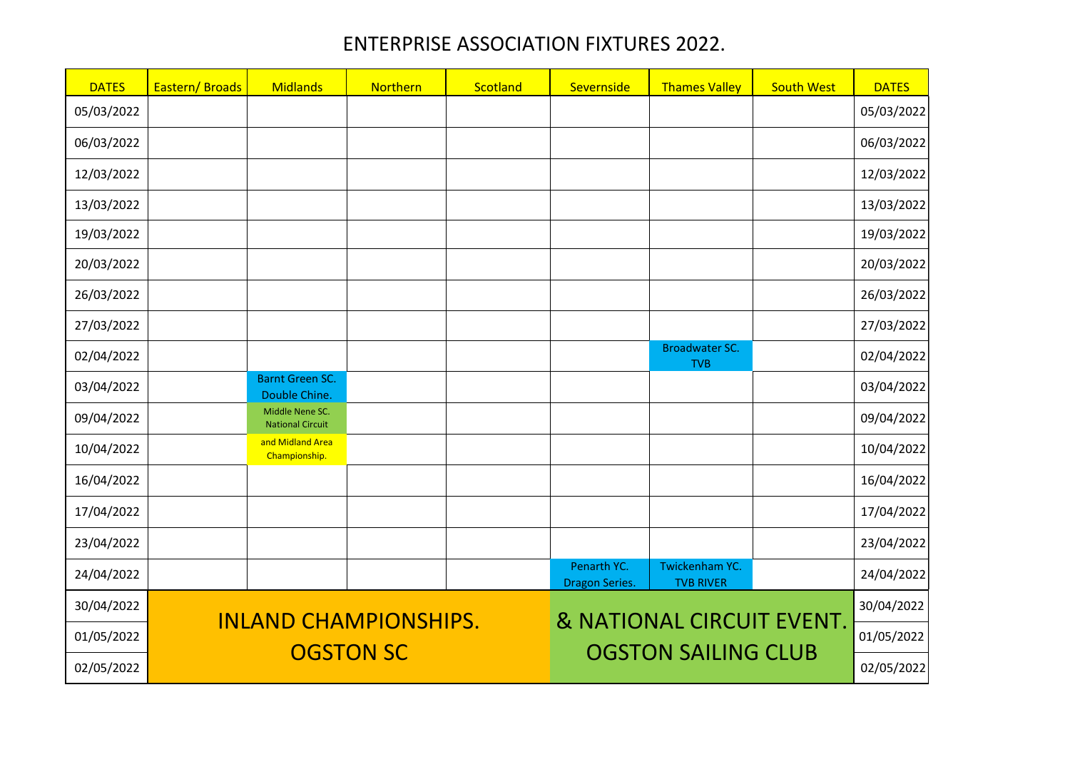# ENTERPRISE ASSOCIATION FIXTURES 2022.

| DATES | Eastern/ Broads | Midlands | Northern | Scotland | Severnside | Thames Valley | South West | DATES |
|---|---|---|---|---|---|---|---|---|
| 05/03/2022 | | | | | | | | 05/03/2022 |
| 06/03/2022 | | | | | | | | 06/03/2022 |
| 12/03/2022 | | | | | | | | 12/03/2022 |
| 13/03/2022 | | | | | | | | 13/03/2022 |
| 19/03/2022 | | | | | | | | 19/03/2022 |
| 20/03/2022 | | | | | | | | 20/03/2022 |
| 26/03/2022 | | | | | | | | 26/03/2022 |
| 27/03/2022 | | | | | | | | 27/03/2022 |
| 02/04/2022 | | | | | | Broadwater SC. TVB | | 02/04/2022 |
| 03/04/2022 | | Barnt Green SC. Double Chine. | | | | | | 03/04/2022 |
| 09/04/2022 | | Middle Nene SC. National Circuit | | | | | | 09/04/2022 |
| 10/04/2022 | | and Midland Area Championship. | | | | | | 10/04/2022 |
| 16/04/2022 | | | | | | | | 16/04/2022 |
| 17/04/2022 | | | | | | | | 17/04/2022 |
| 23/04/2022 | | | | | | | | 23/04/2022 |
| 24/04/2022 | | | | | Penarth YC. Dragon Series. | Twickenham YC. TVB RIVER | | 24/04/2022 |
| 30/04/2022 | INLAND CHAMPIONSHIPS. OGSTON SC | | | | & NATIONAL CIRCUIT EVENT. OGSTON SAILING CLUB | | | 30/04/2022 |
| 01/05/2022 | | | | | | | | 01/05/2022 |
| 02/05/2022 | | | | | | | | 02/05/2022 |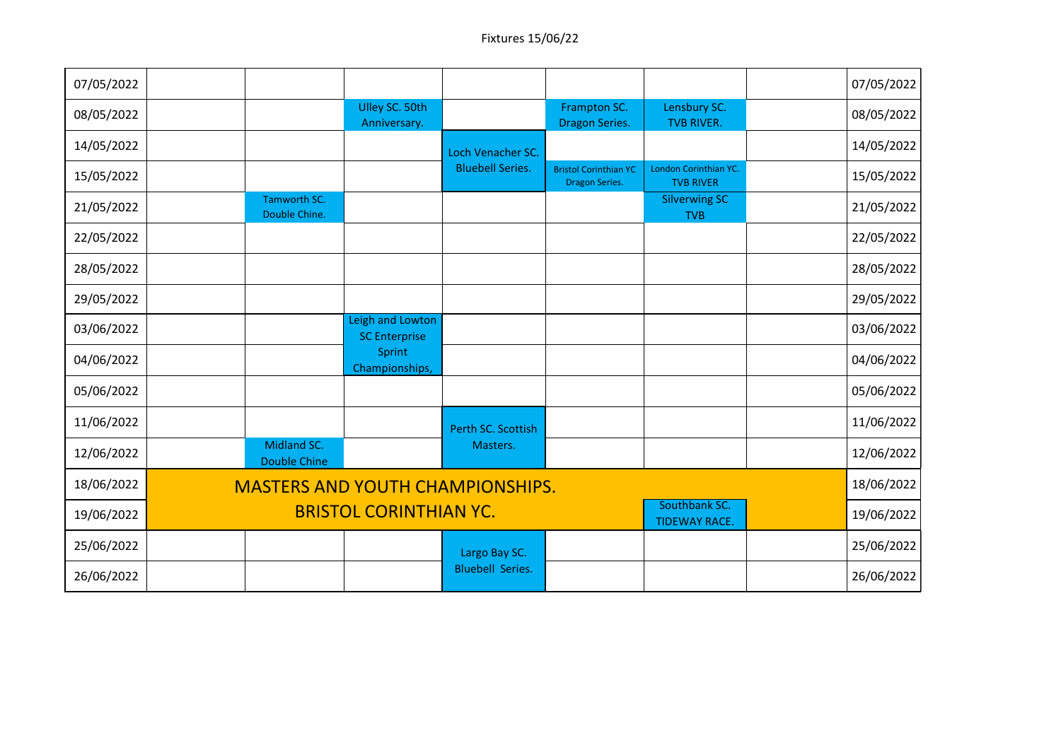Fixtures 15/06/22

| Date | | | | | | | | Date |
|---|---|---|---|---|---|---|---|---|
| 07/05/2022 | | | | | | | | 07/05/2022 |
| 08/05/2022 | | | Ulley SC. 50th Anniversary. | | Frampton SC. Dragon Series. | Lensbury SC. TVB RIVER. | | 08/05/2022 |
| 14/05/2022 | | | | Loch Venacher SC. Bluebell Series. | | | | 14/05/2022 |
| 15/05/2022 | | | | | Bristol Corinthian YC Dragon Series. | London Corinthian YC. TVB RIVER | | 15/05/2022 |
| 21/05/2022 | | Tamworth SC. Double Chine. | | | | Silverwing SC TVB | | 21/05/2022 |
| 22/05/2022 | | | | | | | | 22/05/2022 |
| 28/05/2022 | | | | | | | | 28/05/2022 |
| 29/05/2022 | | | | | | | | 29/05/2022 |
| 03/06/2022 | | | Leigh and Lowton SC Enterprise Sprint Championships, | | | | | 03/06/2022 |
| 04/06/2022 | | | | | | | | 04/06/2022 |
| 05/06/2022 | | | | | | | | 05/06/2022 |
| 11/06/2022 | | | | Perth SC. Scottish Masters. | | | | 11/06/2022 |
| 12/06/2022 | | Midland SC. Double Chine | | | | | | 12/06/2022 |
| 18/06/2022 | MASTERS AND YOUTH CHAMPIONSHIPS. BRISTOL CORINTHIAN YC. | | | | | | | 18/06/2022 |
| 19/06/2022 | | | | | | Southbank SC. TIDEWAY RACE. | | 19/06/2022 |
| 25/06/2022 | | | | Largo Bay SC. Bluebell Series. | | | | 25/06/2022 |
| 26/06/2022 | | | | | | | | 26/06/2022 |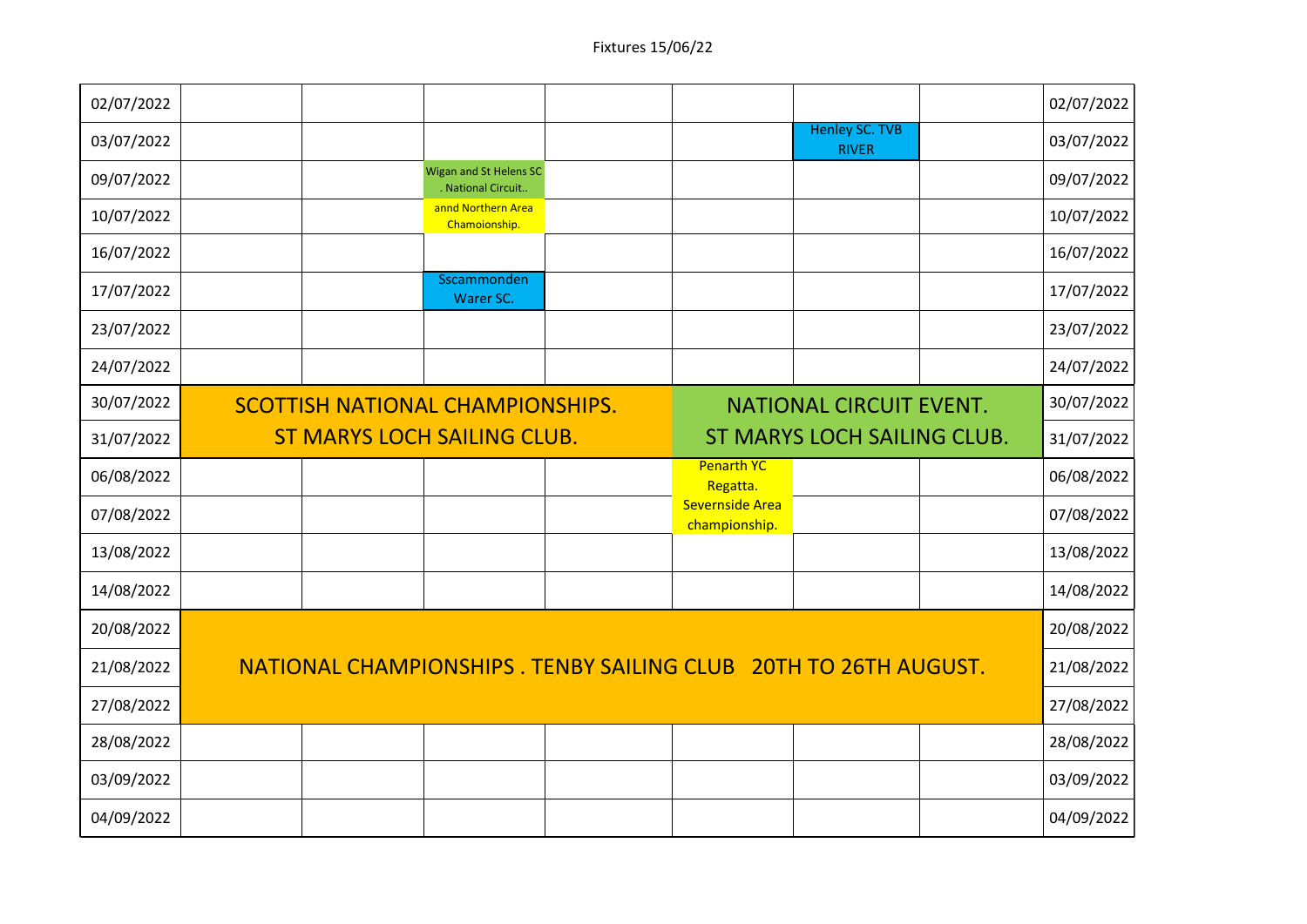Fixtures 15/06/22

| Date | | | | | | | | Date |
|---|---|---|---|---|---|---|---|---|
| 02/07/2022 | | | | | | | | 02/07/2022 |
| 03/07/2022 | | | | | | Henley SC. TVB RIVER | | 03/07/2022 |
| 09/07/2022 | | | Wigan and St Helens SC . National Circuit.. | | | | | 09/07/2022 |
| 10/07/2022 | | | annd Northern Area Chamoionship. | | | | | 10/07/2022 |
| 16/07/2022 | | | | | | | | 16/07/2022 |
| 17/07/2022 | | | Sscammonden Warer SC. | | | | | 17/07/2022 |
| 23/07/2022 | | | | | | | | 23/07/2022 |
| 24/07/2022 | | | | | | | | 24/07/2022 |
| 30/07/2022 | SCOTTISH NATIONAL CHAMPIONSHIPS. | | | | NATIONAL CIRCUIT EVENT. | | | 30/07/2022 |
| 31/07/2022 | ST MARYS LOCH SAILING CLUB. | | | | ST MARYS LOCH SAILING CLUB. | | | 31/07/2022 |
| 06/08/2022 | | | | | Penarth YC Regatta. | | | 06/08/2022 |
| 07/08/2022 | | | | | Severnside Area championship. | | | 07/08/2022 |
| 13/08/2022 | | | | | | | | 13/08/2022 |
| 14/08/2022 | | | | | | | | 14/08/2022 |
| 20/08/2022 | NATIONAL CHAMPIONSHIPS . TENBY SAILING CLUB 20TH TO 26TH AUGUST. | | | | | | | 20/08/2022 |
| 21/08/2022 | | | | | | | | 21/08/2022 |
| 27/08/2022 | | | | | | | | 27/08/2022 |
| 28/08/2022 | | | | | | | | 28/08/2022 |
| 03/09/2022 | | | | | | | | 03/09/2022 |
| 04/09/2022 | | | | | | | | 04/09/2022 |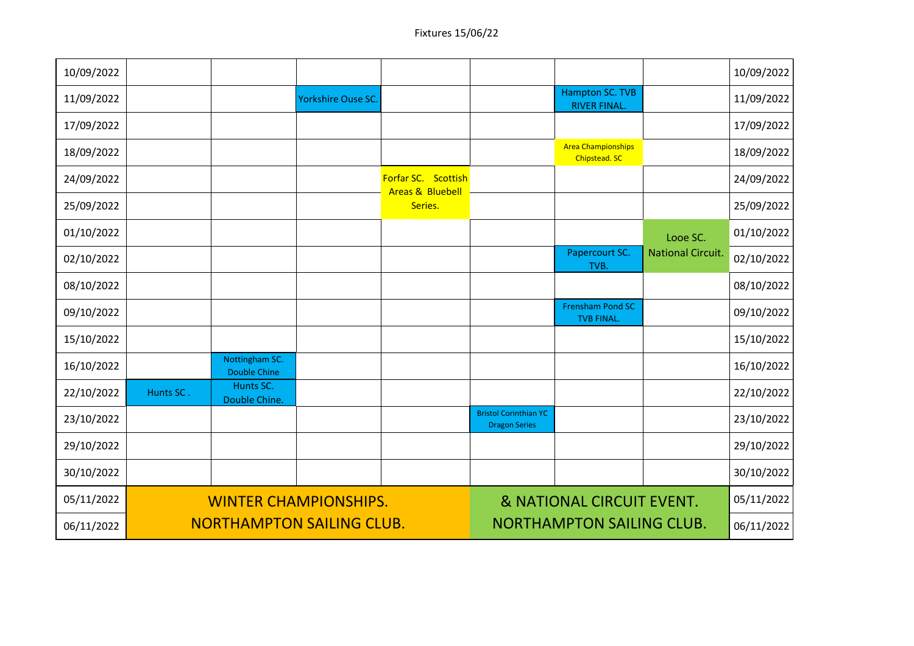Fixtures 15/06/22

| | | | | | | | | |
|---|---|---|---|---|---|---|---|---|
| 10/09/2022 | | | | | | | | 10/09/2022 |
| 11/09/2022 | | | Yorkshire Ouse SC. | | | Hampton SC. TVB RIVER FINAL. | | 11/09/2022 |
| 17/09/2022 | | | | | | | | 17/09/2022 |
| 18/09/2022 | | | | | | Area Championships Chipstead. SC | | 18/09/2022 |
| 24/09/2022 | | | | Forfar SC. Scottish Areas & Bluebell Series. | | | | 24/09/2022 |
| 25/09/2022 | | | | | | | | 25/09/2022 |
| 01/10/2022 | | | | | | | Looe SC. National Circuit. | 01/10/2022 |
| 02/10/2022 | | | | | | Papercourt SC. TVB. | | 02/10/2022 |
| 08/10/2022 | | | | | | | | 08/10/2022 |
| 09/10/2022 | | | | | | Frensham Pond SC TVB FINAL. | | 09/10/2022 |
| 15/10/2022 | | | | | | | | 15/10/2022 |
| 16/10/2022 | | Nottingham SC. Double Chine | | | | | | 16/10/2022 |
| 22/10/2022 | Hunts SC . | Hunts SC. Double Chine. | | | | | | 22/10/2022 |
| 23/10/2022 | | | | | Bristol Corinthian YC Dragon Series | | | 23/10/2022 |
| 29/10/2022 | | | | | | | | 29/10/2022 |
| 30/10/2022 | | | | | | | | 30/10/2022 |
| 05/11/2022 | WINTER CHAMPIONSHIPS. NORTHAMPTON SAILING CLUB. | | | | & NATIONAL CIRCUIT EVENT. NORTHAMPTON SAILING CLUB. | | | 05/11/2022 |
| 06/11/2022 | | | | | | | | 06/11/2022 |